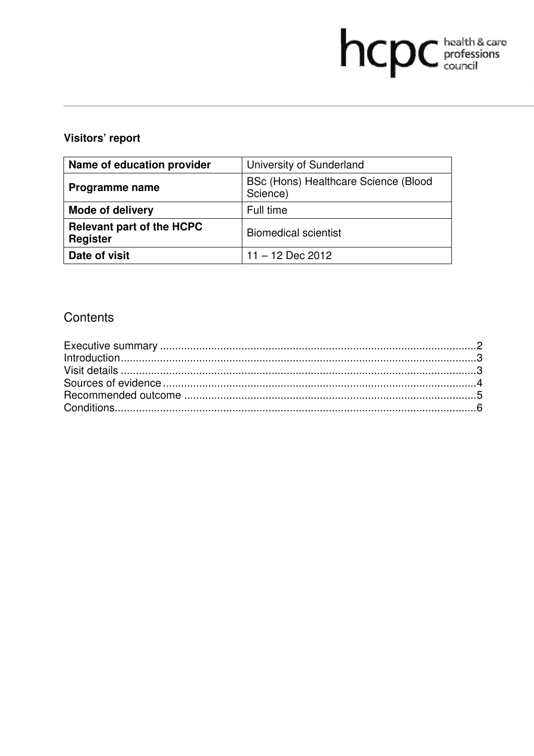hcpc health & care professions council

**Visitors' report**

| Name of education provider | University of Sunderland |
|---|---|
| Programme name | BSc (Hons) Healthcare Science (Blood Science) |
| Mode of delivery | Full time |
| Relevant part of the HCPC Register | Biomedical scientist |
| Date of visit | 11 – 12 Dec 2012 |

## Contents

Executive summary ........................................................................................................2
Introduction.....................................................................................................................3
Visit details .....................................................................................................................3
Sources of evidence .......................................................................................................4
Recommended outcome ................................................................................................5
Conditions.......................................................................................................................6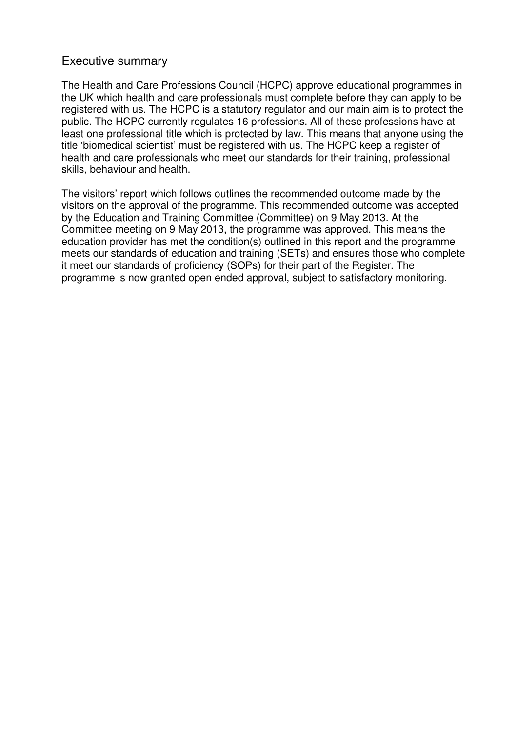## Executive summary

The Health and Care Professions Council (HCPC) approve educational programmes in the UK which health and care professionals must complete before they can apply to be registered with us. The HCPC is a statutory regulator and our main aim is to protect the public. The HCPC currently regulates 16 professions. All of these professions have at least one professional title which is protected by law. This means that anyone using the title 'biomedical scientist' must be registered with us. The HCPC keep a register of health and care professionals who meet our standards for their training, professional skills, behaviour and health.

The visitors' report which follows outlines the recommended outcome made by the visitors on the approval of the programme. This recommended outcome was accepted by the Education and Training Committee (Committee) on 9 May 2013. At the Committee meeting on 9 May 2013, the programme was approved. This means the education provider has met the condition(s) outlined in this report and the programme meets our standards of education and training (SETs) and ensures those who complete it meet our standards of proficiency (SOPs) for their part of the Register. The programme is now granted open ended approval, subject to satisfactory monitoring.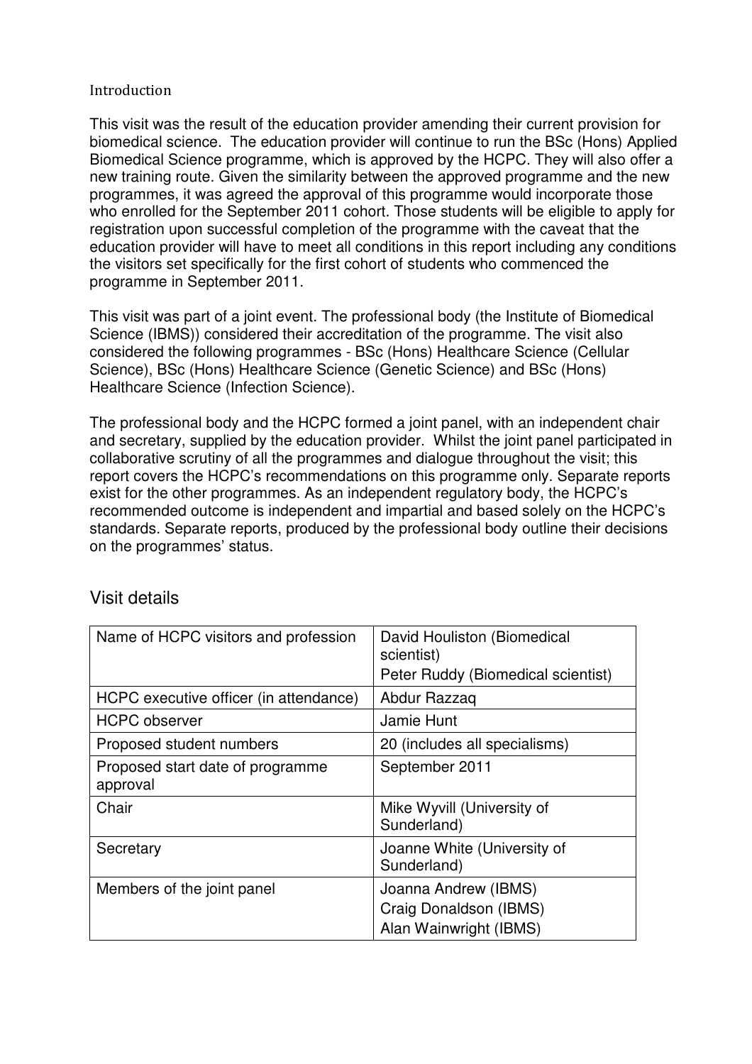## Introduction

This visit was the result of the education provider amending their current provision for biomedical science. The education provider will continue to run the BSc (Hons) Applied Biomedical Science programme, which is approved by the HCPC. They will also offer a new training route. Given the similarity between the approved programme and the new programmes, it was agreed the approval of this programme would incorporate those who enrolled for the September 2011 cohort. Those students will be eligible to apply for registration upon successful completion of the programme with the caveat that the education provider will have to meet all conditions in this report including any conditions the visitors set specifically for the first cohort of students who commenced the programme in September 2011.

This visit was part of a joint event. The professional body (the Institute of Biomedical Science (IBMS)) considered their accreditation of the programme. The visit also considered the following programmes - BSc (Hons) Healthcare Science (Cellular Science), BSc (Hons) Healthcare Science (Genetic Science) and BSc (Hons) Healthcare Science (Infection Science).

The professional body and the HCPC formed a joint panel, with an independent chair and secretary, supplied by the education provider. Whilst the joint panel participated in collaborative scrutiny of all the programmes and dialogue throughout the visit; this report covers the HCPC's recommendations on this programme only. Separate reports exist for the other programmes. As an independent regulatory body, the HCPC's recommended outcome is independent and impartial and based solely on the HCPC's standards. Separate reports, produced by the professional body outline their decisions on the programmes' status.

## Visit details

| | |
|---|---|
| Name of HCPC visitors and profession | David Houliston (Biomedical scientist)<br>Peter Ruddy (Biomedical scientist) |
| HCPC executive officer (in attendance) | Abdur Razzaq |
| HCPC observer | Jamie Hunt |
| Proposed student numbers | 20 (includes all specialisms) |
| Proposed start date of programme approval | September 2011 |
| Chair | Mike Wyvill (University of Sunderland) |
| Secretary | Joanne White (University of Sunderland) |
| Members of the joint panel | Joanna Andrew (IBMS)<br>Craig Donaldson (IBMS)<br>Alan Wainwright (IBMS) |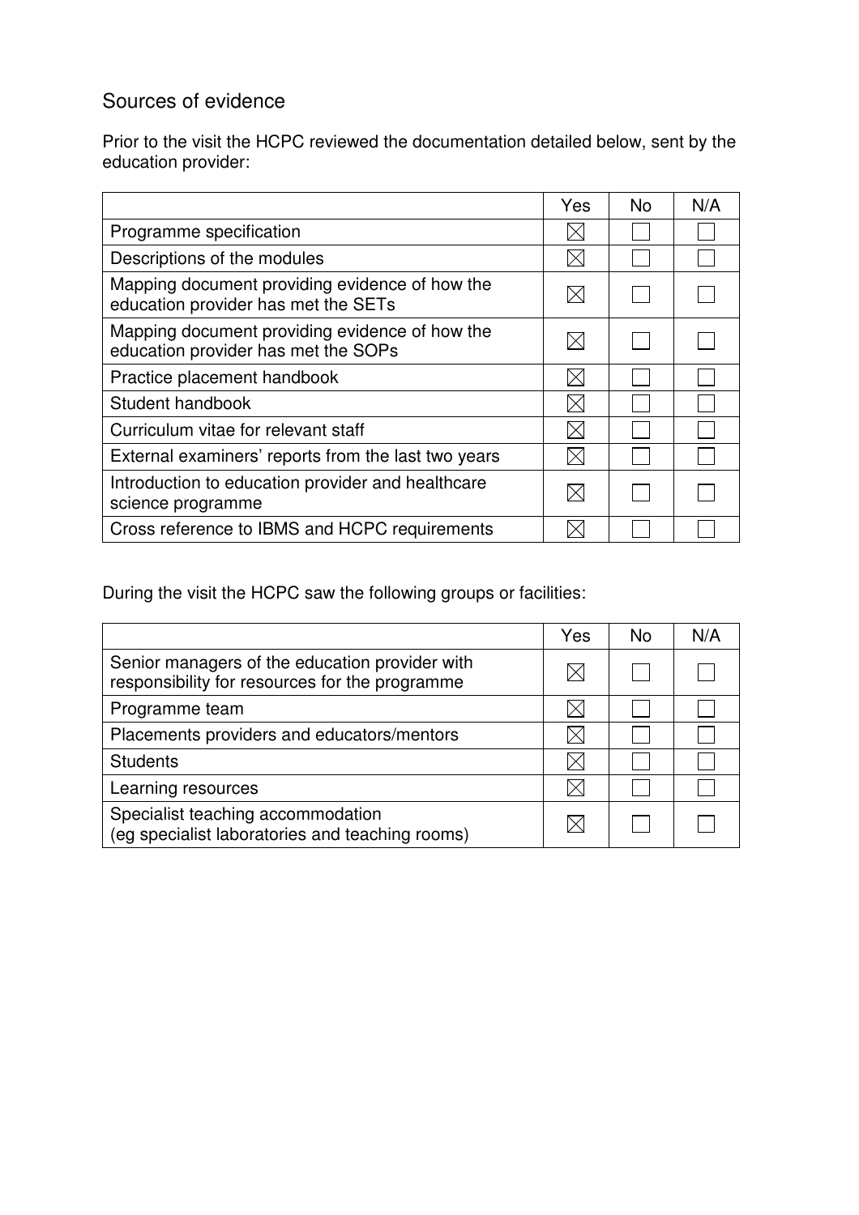## Sources of evidence

Prior to the visit the HCPC reviewed the documentation detailed below, sent by the education provider:

| | Yes | No | N/A |
|---|---|---|---|
| Programme specification | ☒ | ☐ | ☐ |
| Descriptions of the modules | ☒ | ☐ | ☐ |
| Mapping document providing evidence of how the education provider has met the SETs | ☒ | ☐ | ☐ |
| Mapping document providing evidence of how the education provider has met the SOPs | ☒ | ☐ | ☐ |
| Practice placement handbook | ☒ | ☐ | ☐ |
| Student handbook | ☒ | ☐ | ☐ |
| Curriculum vitae for relevant staff | ☒ | ☐ | ☐ |
| External examiners' reports from the last two years | ☒ | ☐ | ☐ |
| Introduction to education provider and healthcare science programme | ☒ | ☐ | ☐ |
| Cross reference to IBMS and HCPC requirements | ☒ | ☐ | ☐ |

During the visit the HCPC saw the following groups or facilities:

| | Yes | No | N/A |
|---|---|---|---|
| Senior managers of the education provider with responsibility for resources for the programme | ☒ | ☐ | ☐ |
| Programme team | ☒ | ☐ | ☐ |
| Placements providers and educators/mentors | ☒ | ☐ | ☐ |
| Students | ☒ | ☐ | ☐ |
| Learning resources | ☒ | ☐ | ☐ |
| Specialist teaching accommodation (eg specialist laboratories and teaching rooms) | ☒ | ☐ | ☐ |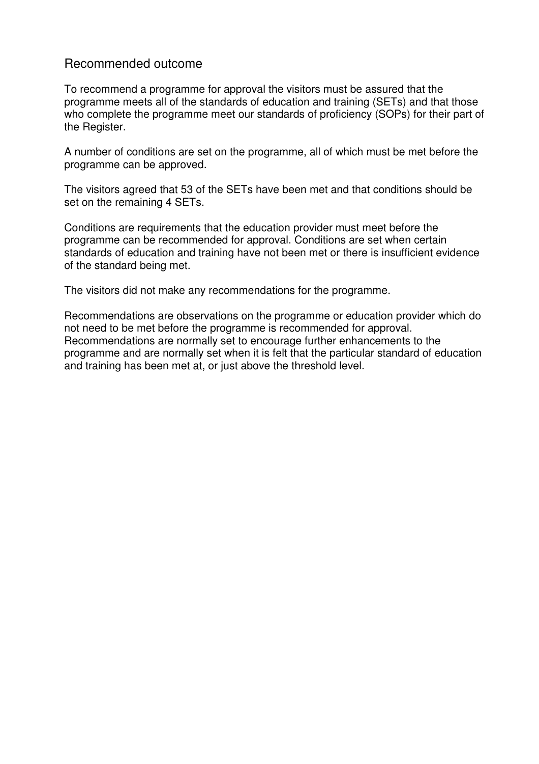## Recommended outcome

To recommend a programme for approval the visitors must be assured that the programme meets all of the standards of education and training (SETs) and that those who complete the programme meet our standards of proficiency (SOPs) for their part of the Register.

A number of conditions are set on the programme, all of which must be met before the programme can be approved.

The visitors agreed that 53 of the SETs have been met and that conditions should be set on the remaining 4 SETs.

Conditions are requirements that the education provider must meet before the programme can be recommended for approval. Conditions are set when certain standards of education and training have not been met or there is insufficient evidence of the standard being met.

The visitors did not make any recommendations for the programme.

Recommendations are observations on the programme or education provider which do not need to be met before the programme is recommended for approval. Recommendations are normally set to encourage further enhancements to the programme and are normally set when it is felt that the particular standard of education and training has been met at, or just above the threshold level.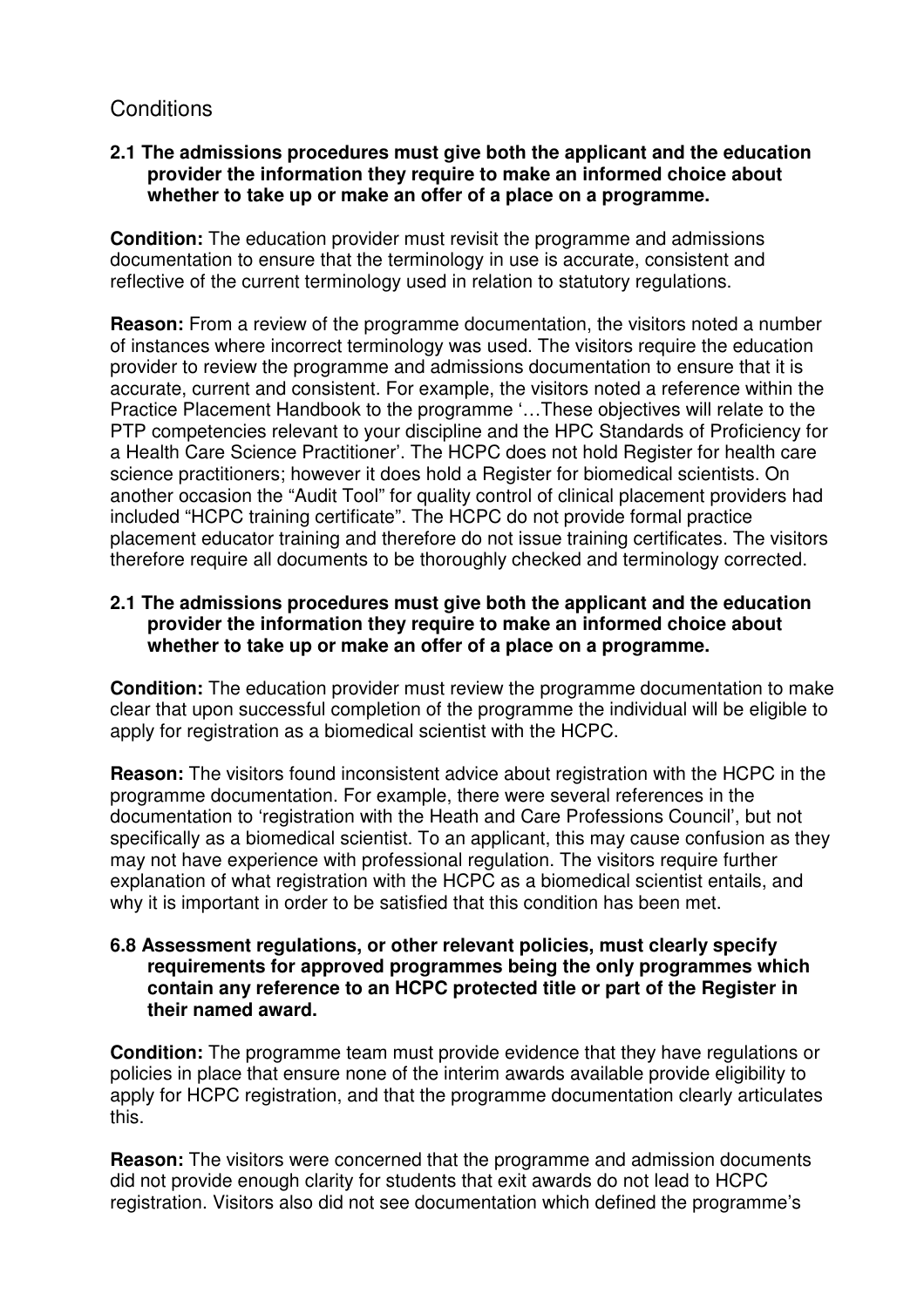## Conditions

**2.1 The admissions procedures must give both the applicant and the education provider the information they require to make an informed choice about whether to take up or make an offer of a place on a programme.**

**Condition:** The education provider must revisit the programme and admissions documentation to ensure that the terminology in use is accurate, consistent and reflective of the current terminology used in relation to statutory regulations.

**Reason:** From a review of the programme documentation, the visitors noted a number of instances where incorrect terminology was used. The visitors require the education provider to review the programme and admissions documentation to ensure that it is accurate, current and consistent. For example, the visitors noted a reference within the Practice Placement Handbook to the programme '…These objectives will relate to the PTP competencies relevant to your discipline and the HPC Standards of Proficiency for a Health Care Science Practitioner'. The HCPC does not hold Register for health care science practitioners; however it does hold a Register for biomedical scientists. On another occasion the "Audit Tool" for quality control of clinical placement providers had included "HCPC training certificate". The HCPC do not provide formal practice placement educator training and therefore do not issue training certificates. The visitors therefore require all documents to be thoroughly checked and terminology corrected.

**2.1 The admissions procedures must give both the applicant and the education provider the information they require to make an informed choice about whether to take up or make an offer of a place on a programme.**

**Condition:** The education provider must review the programme documentation to make clear that upon successful completion of the programme the individual will be eligible to apply for registration as a biomedical scientist with the HCPC.

**Reason:** The visitors found inconsistent advice about registration with the HCPC in the programme documentation. For example, there were several references in the documentation to 'registration with the Heath and Care Professions Council', but not specifically as a biomedical scientist. To an applicant, this may cause confusion as they may not have experience with professional regulation. The visitors require further explanation of what registration with the HCPC as a biomedical scientist entails, and why it is important in order to be satisfied that this condition has been met.

**6.8 Assessment regulations, or other relevant policies, must clearly specify requirements for approved programmes being the only programmes which contain any reference to an HCPC protected title or part of the Register in their named award.**

**Condition:** The programme team must provide evidence that they have regulations or policies in place that ensure none of the interim awards available provide eligibility to apply for HCPC registration, and that the programme documentation clearly articulates this.

**Reason:** The visitors were concerned that the programme and admission documents did not provide enough clarity for students that exit awards do not lead to HCPC registration. Visitors also did not see documentation which defined the programme's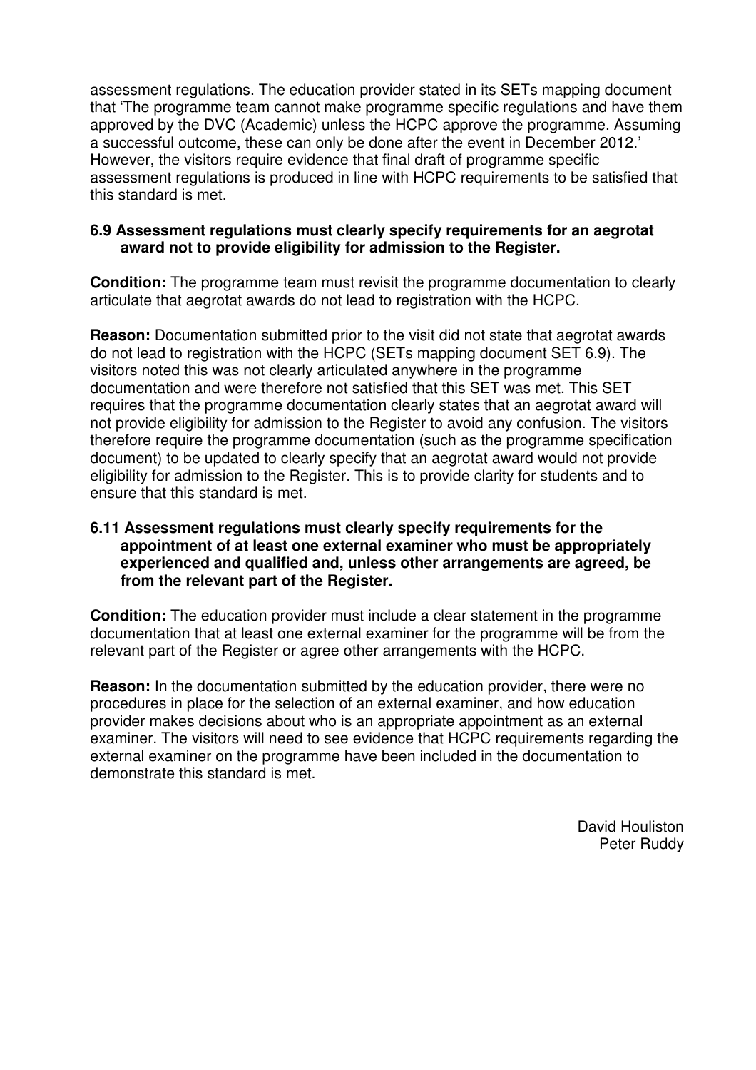assessment regulations. The education provider stated in its SETs mapping document that 'The programme team cannot make programme specific regulations and have them approved by the DVC (Academic) unless the HCPC approve the programme. Assuming a successful outcome, these can only be done after the event in December 2012.' However, the visitors require evidence that final draft of programme specific assessment regulations is produced in line with HCPC requirements to be satisfied that this standard is met.

**6.9 Assessment regulations must clearly specify requirements for an aegrotat award not to provide eligibility for admission to the Register.**

**Condition:** The programme team must revisit the programme documentation to clearly articulate that aegrotat awards do not lead to registration with the HCPC.

**Reason:** Documentation submitted prior to the visit did not state that aegrotat awards do not lead to registration with the HCPC (SETs mapping document SET 6.9). The visitors noted this was not clearly articulated anywhere in the programme documentation and were therefore not satisfied that this SET was met. This SET requires that the programme documentation clearly states that an aegrotat award will not provide eligibility for admission to the Register to avoid any confusion. The visitors therefore require the programme documentation (such as the programme specification document) to be updated to clearly specify that an aegrotat award would not provide eligibility for admission to the Register. This is to provide clarity for students and to ensure that this standard is met.

**6.11 Assessment regulations must clearly specify requirements for the appointment of at least one external examiner who must be appropriately experienced and qualified and, unless other arrangements are agreed, be from the relevant part of the Register.**

**Condition:** The education provider must include a clear statement in the programme documentation that at least one external examiner for the programme will be from the relevant part of the Register or agree other arrangements with the HCPC.

**Reason:** In the documentation submitted by the education provider, there were no procedures in place for the selection of an external examiner, and how education provider makes decisions about who is an appropriate appointment as an external examiner. The visitors will need to see evidence that HCPC requirements regarding the external examiner on the programme have been included in the documentation to demonstrate this standard is met.

David Houliston
Peter Ruddy